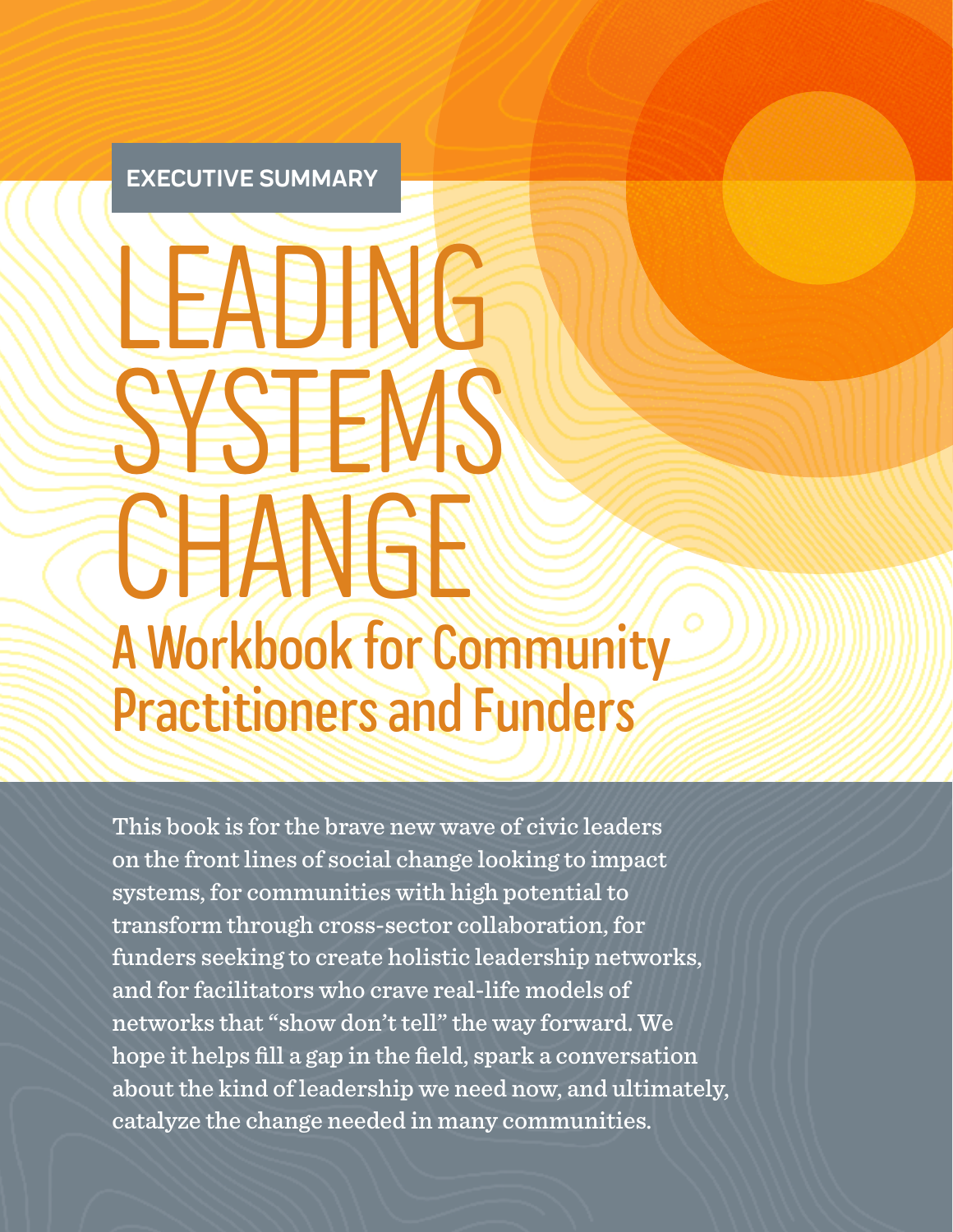EXECUTIVE SUMMARY

# LEADING SYSTEMS CHANGE

## A Workbook for Community Practitioners and Funders

This book is for the brave new wave of civic leaders on the front lines of social change looking to impact systems, for communities with high potential to transform through cross-sector collaboration, for funders seeking to create holistic leadership networks, and for facilitators who crave real-life models of networks that "show don't tell" the way forward. We hope it helps fill a gap in the field, spark a conversation about the kind of leadership we need now, and ultimately, catalyze the change needed in many communities.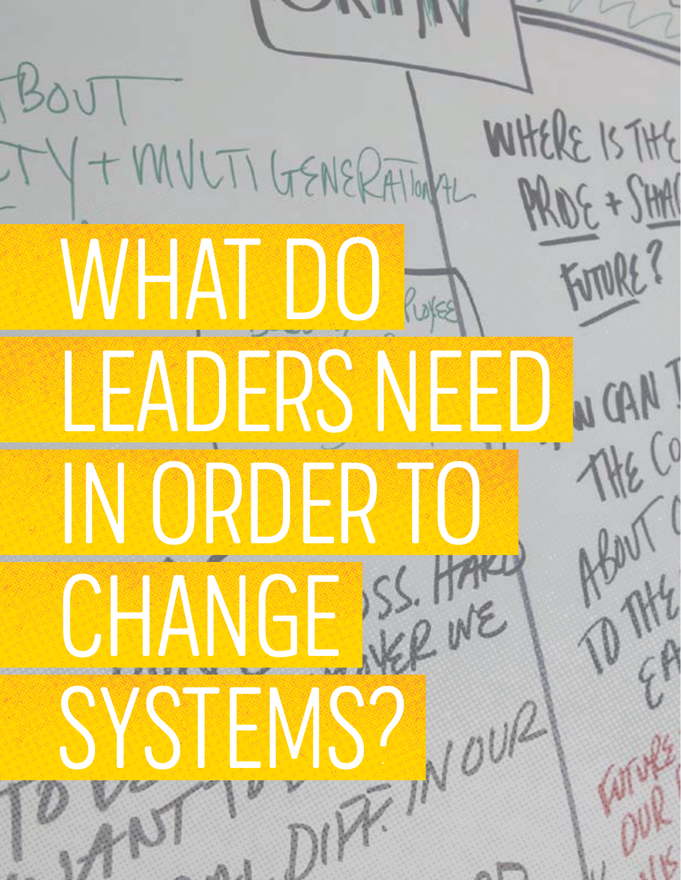# WHAT DO LEADERS NEED IN ORDER TO CHANGE SYSTEMS?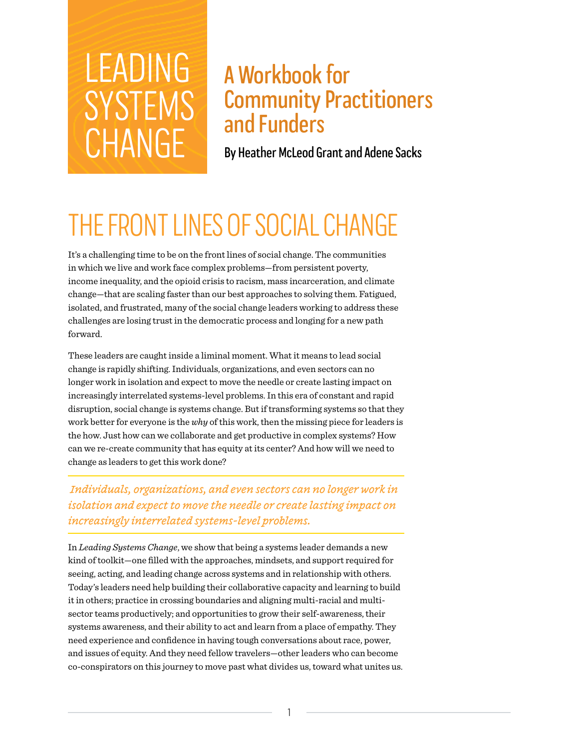# LEADING SYSTEMS CHANGE

## A Workbook for Community Practitioners and Funders

**By Heather McLeod Grant and Adene Sacks**

# THE FRONT LINES OF SOCIAL CHANGE

It's a challenging time to be on the front lines of social change. The communities in which we live and work face complex problems—from persistent poverty, income inequality, and the opioid crisis to racism, mass incarceration, and climate change—that are scaling faster than our best approaches to solving them. Fatigued, isolated, and frustrated, many of the social change leaders working to address these challenges are losing trust in the democratic process and longing for a new path forward.

These leaders are caught inside a liminal moment. What it means to lead social change is rapidly shifting. Individuals, organizations, and even sectors can no longer work in isolation and expect to move the needle or create lasting impact on increasingly interrelated systems-level problems. In this era of constant and rapid disruption, social change is systems change. But if transforming systems so that they work better for everyone is the *why* of this work, then the missing piece for leaders is the how. Just how can we collaborate and get productive in complex systems? How can we re-create community that has equity at its center? And how will we need to change as leaders to get this work done?

> *Individuals, organizations, and even sectors can no longer work in isolation and expect to move the needle or create lasting impact on increasingly interrelated systems-level problems.*

In *Leading Systems Change*, we show that being a systems leader demands a new kind of toolkit—one filled with the approaches, mindsets, and support required for seeing, acting, and leading change across systems and in relationship with others. Today's leaders need help building their collaborative capacity and learning to build it in others; practice in crossing boundaries and aligning multi-racial and multi-sector teams productively; and opportunities to grow their self-awareness, their systems awareness, and their ability to act and learn from a place of empathy. They need experience and confidence in having tough conversations about race, power, and issues of equity. And they need fellow travelers—other leaders who can become co-conspirators on this journey to move past what divides us, toward what unites us.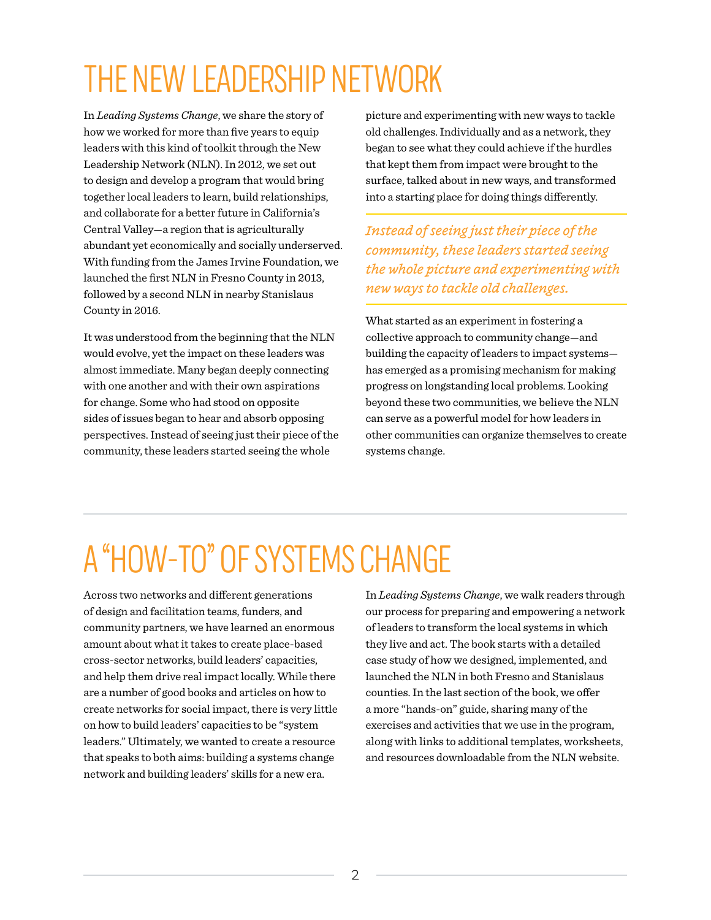# THE NEW LEADERSHIP NETWORK

In *Leading Systems Change*, we share the story of how we worked for more than five years to equip leaders with this kind of toolkit through the New Leadership Network (NLN). In 2012, we set out to design and develop a program that would bring together local leaders to learn, build relationships, and collaborate for a better future in California's Central Valley—a region that is agriculturally abundant yet economically and socially underserved. With funding from the James Irvine Foundation, we launched the first NLN in Fresno County in 2013, followed by a second NLN in nearby Stanislaus County in 2016.

It was understood from the beginning that the NLN would evolve, yet the impact on these leaders was almost immediate. Many began deeply connecting with one another and with their own aspirations for change. Some who had stood on opposite sides of issues began to hear and absorb opposing perspectives. Instead of seeing just their piece of the community, these leaders started seeing the whole picture and experimenting with new ways to tackle old challenges. Individually and as a network, they began to see what they could achieve if the hurdles that kept them from impact were brought to the surface, talked about in new ways, and transformed into a starting place for doing things differently.

> *Instead of seeing just their piece of the community, these leaders started seeing the whole picture and experimenting with new ways to tackle old challenges.*

What started as an experiment in fostering a collective approach to community change—and building the capacity of leaders to impact systems—has emerged as a promising mechanism for making progress on longstanding local problems. Looking beyond these two communities, we believe the NLN can serve as a powerful model for how leaders in other communities can organize themselves to create systems change.

# A "HOW-TO" OF SYSTEMS CHANGE

Across two networks and different generations of design and facilitation teams, funders, and community partners, we have learned an enormous amount about what it takes to create place-based cross-sector networks, build leaders' capacities, and help them drive real impact locally. While there are a number of good books and articles on how to create networks for social impact, there is very little on how to build leaders' capacities to be "system leaders." Ultimately, we wanted to create a resource that speaks to both aims: building a systems change network and building leaders' skills for a new era.

In *Leading Systems Change*, we walk readers through our process for preparing and empowering a network of leaders to transform the local systems in which they live and act. The book starts with a detailed case study of how we designed, implemented, and launched the NLN in both Fresno and Stanislaus counties. In the last section of the book, we offer a more "hands-on" guide, sharing many of the exercises and activities that we use in the program, along with links to additional templates, worksheets, and resources downloadable from the NLN website.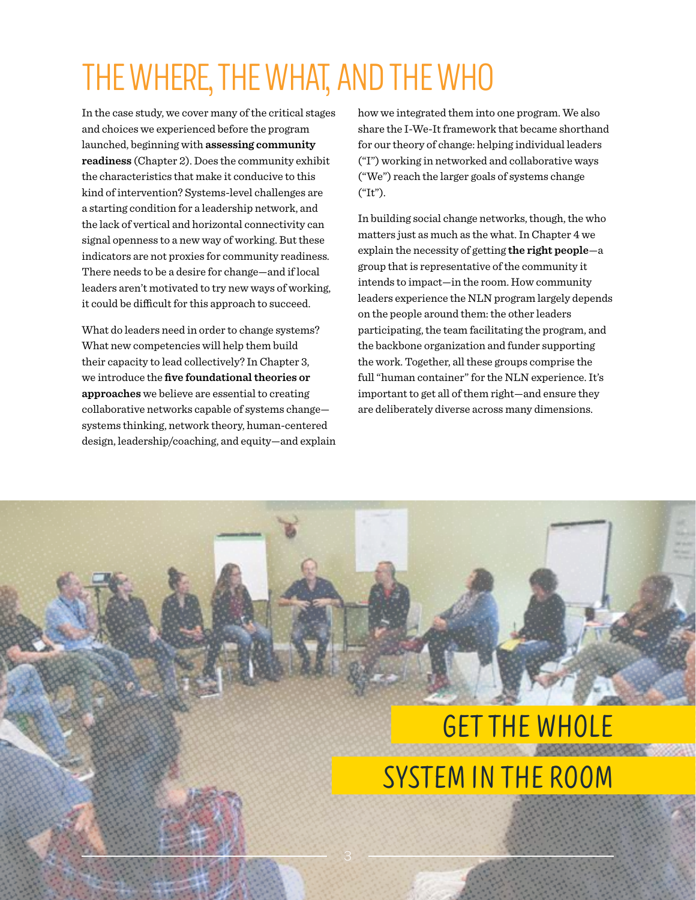# THE WHERE, THE WHAT, AND THE WHO

In the case study, we cover many of the critical stages and choices we experienced before the program launched, beginning with **assessing community readiness** (Chapter 2). Does the community exhibit the characteristics that make it conducive to this kind of intervention? Systems-level challenges are a starting condition for a leadership network, and the lack of vertical and horizontal connectivity can signal openness to a new way of working. But these indicators are not proxies for community readiness. There needs to be a desire for change—and if local leaders aren't motivated to try new ways of working, it could be difficult for this approach to succeed.

What do leaders need in order to change systems? What new competencies will help them build their capacity to lead collectively? In Chapter 3, we introduce the **five foundational theories or approaches** we believe are essential to creating collaborative networks capable of systems change—systems thinking, network theory, human-centered design, leadership/coaching, and equity—and explain how we integrated them into one program. We also share the I-We-It framework that became shorthand for our theory of change: helping individual leaders ("I") working in networked and collaborative ways ("We") reach the larger goals of systems change ("It").

In building social change networks, though, the who matters just as much as the what. In Chapter 4 we explain the necessity of getting **the right people**—a group that is representative of the community it intends to impact—in the room. How community leaders experience the NLN program largely depends on the people around them: the other leaders participating, the team facilitating the program, and the backbone organization and funder supporting the work. Together, all these groups comprise the full "human container" for the NLN experience. It's important to get all of them right—and ensure they are deliberately diverse across many dimensions.

GET THE WHOLE SYSTEM IN THE ROOM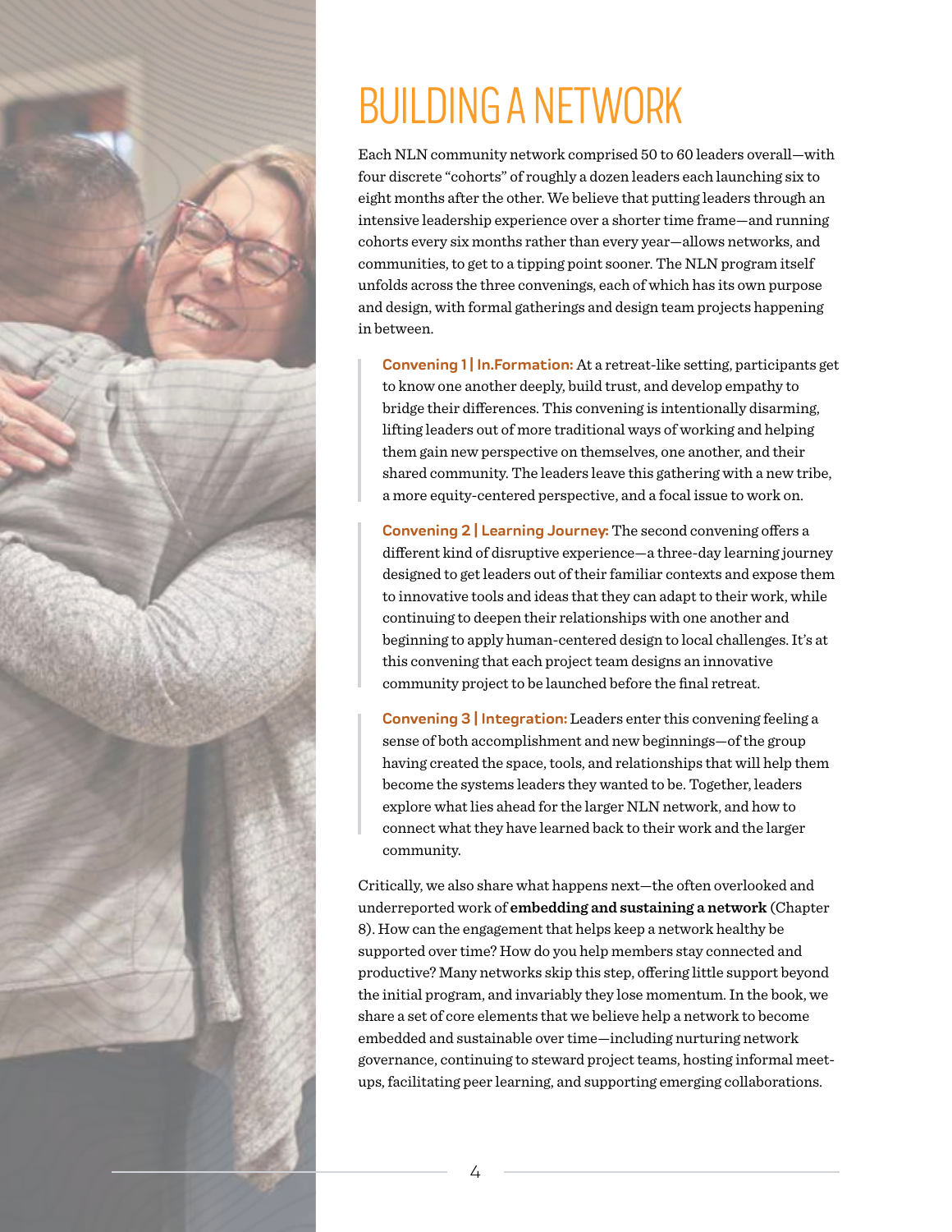# BUILDING A NETWORK

Each NLN community network comprised 50 to 60 leaders overall—with four discrete "cohorts" of roughly a dozen leaders each launching six to eight months after the other. We believe that putting leaders through an intensive leadership experience over a shorter time frame—and running cohorts every six months rather than every year—allows networks, and communities, to get to a tipping point sooner. The NLN program itself unfolds across the three convenings, each of which has its own purpose and design, with formal gatherings and design team projects happening in between.

> **Convening 1 | In.Formation:** At a retreat-like setting, participants get to know one another deeply, build trust, and develop empathy to bridge their differences. This convening is intentionally disarming, lifting leaders out of more traditional ways of working and helping them gain new perspective on themselves, one another, and their shared community. The leaders leave this gathering with a new tribe, a more equity-centered perspective, and a focal issue to work on.

> **Convening 2 | Learning Journey:** The second convening offers a different kind of disruptive experience—a three-day learning journey designed to get leaders out of their familiar contexts and expose them to innovative tools and ideas that they can adapt to their work, while continuing to deepen their relationships with one another and beginning to apply human-centered design to local challenges. It's at this convening that each project team designs an innovative community project to be launched before the final retreat.

> **Convening 3 | Integration:** Leaders enter this convening feeling a sense of both accomplishment and new beginnings—of the group having created the space, tools, and relationships that will help them become the systems leaders they wanted to be. Together, leaders explore what lies ahead for the larger NLN network, and how to connect what they have learned back to their work and the larger community.

Critically, we also share what happens next—the often overlooked and underreported work of **embedding and sustaining a network** (Chapter 8). How can the engagement that helps keep a network healthy be supported over time? How do you help members stay connected and productive? Many networks skip this step, offering little support beyond the initial program, and invariably they lose momentum. In the book, we share a set of core elements that we believe help a network to become embedded and sustainable over time—including nurturing network governance, continuing to steward project teams, hosting informal meet-ups, facilitating peer learning, and supporting emerging collaborations.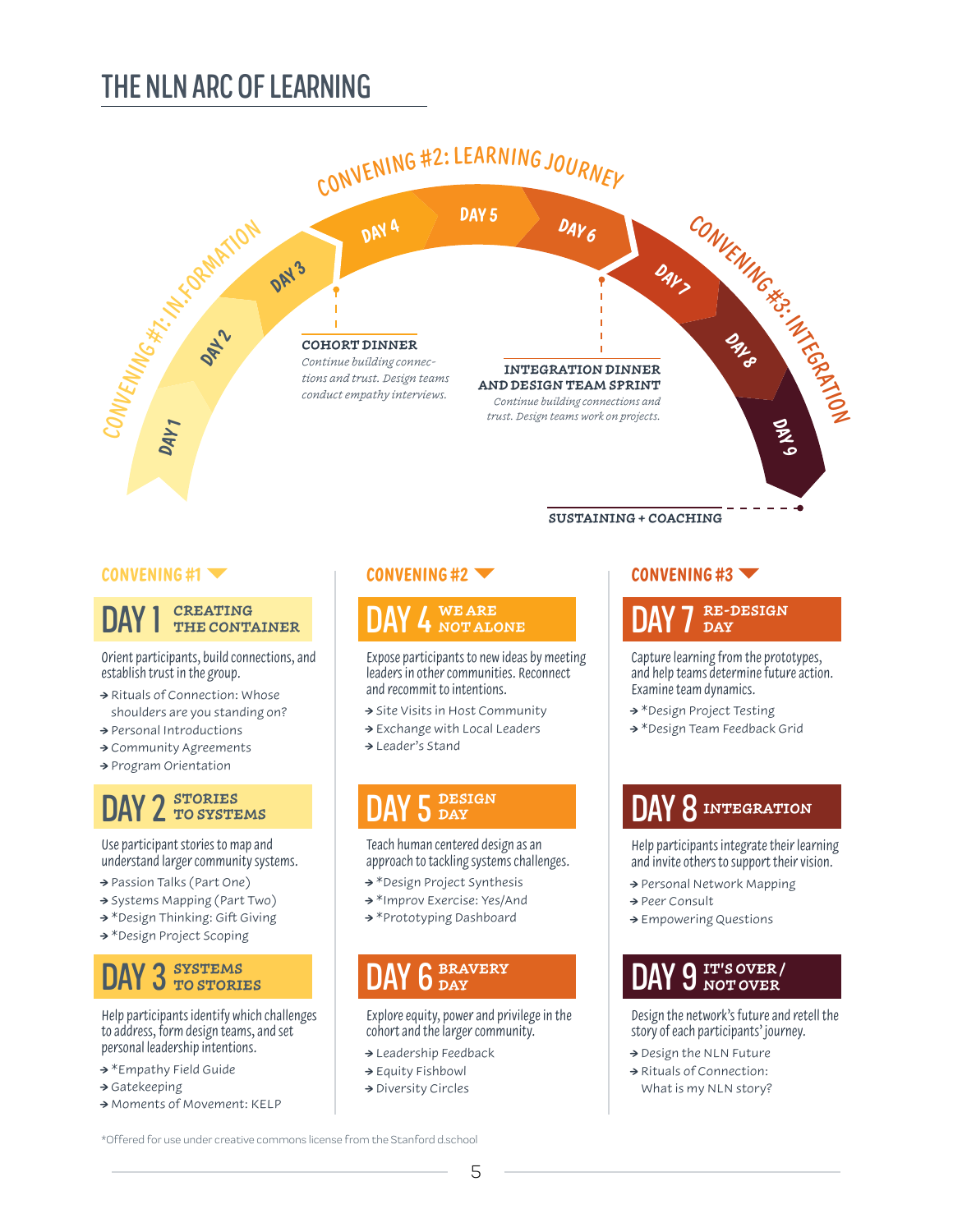# THE NLN ARC OF LEARNING

CONVENING #1: IN.FORMATION — DAY 1, DAY 2, DAY 3

CONVENING #2: LEARNING JOURNEY — DAY 4, DAY 5, DAY 6

CONVENING #3: INTEGRATION — DAY 7, DAY 8, DAY 9

**COHORT DINNER**
*Continue building connections and trust. Design teams conduct empathy interviews.*

**INTEGRATION DINNER AND DESIGN TEAM SPRINT**
*Continue building connections and trust. Design teams work on projects.*

**SUSTAINING + COACHING**

## CONVENING #1

### DAY 1 CREATING THE CONTAINER

Orient participants, build connections, and establish trust in the group.

- Rituals of Connection: Whose shoulders are you standing on?
- Personal Introductions
- Community Agreements
- Program Orientation

### DAY 2 STORIES TO SYSTEMS

Use participant stories to map and understand larger community systems.

- Passion Talks (Part One)
- Systems Mapping (Part Two)
- *Design Thinking: Gift Giving
- *Design Project Scoping

### DAY 3 SYSTEMS TO STORIES

Help participants identify which challenges to address, form design teams, and set personal leadership intentions.

- *Empathy Field Guide
- Gatekeeping
- Moments of Movement: KELP

## CONVENING #2

### DAY 4 WE ARE NOT ALONE

Expose participants to new ideas by meeting leaders in other communities. Reconnect and recommit to intentions.

- Site Visits in Host Community
- Exchange with Local Leaders
- Leader's Stand

### DAY 5 DESIGN DAY

Teach human centered design as an approach to tackling systems challenges.

- *Design Project Synthesis
- *Improv Exercise: Yes/And
- *Prototyping Dashboard

### DAY 6 BRAVERY DAY

Explore equity, power and privilege in the cohort and the larger community.

- Leadership Feedback
- Equity Fishbowl
- Diversity Circles

## CONVENING #3

### DAY 7 RE-DESIGN DAY

Capture learning from the prototypes, and help teams determine future action. Examine team dynamics.

- *Design Project Testing
- *Design Team Feedback Grid

### DAY 8 INTEGRATION

Help participants integrate their learning and invite others to support their vision.

- Personal Network Mapping
- Peer Consult
- Empowering Questions

### DAY 9 IT'S OVER / NOT OVER

Design the network's future and retell the story of each participants' journey.

- Design the NLN Future
- Rituals of Connection: What is my NLN story?

*Offered for use under creative commons license from the Stanford d.school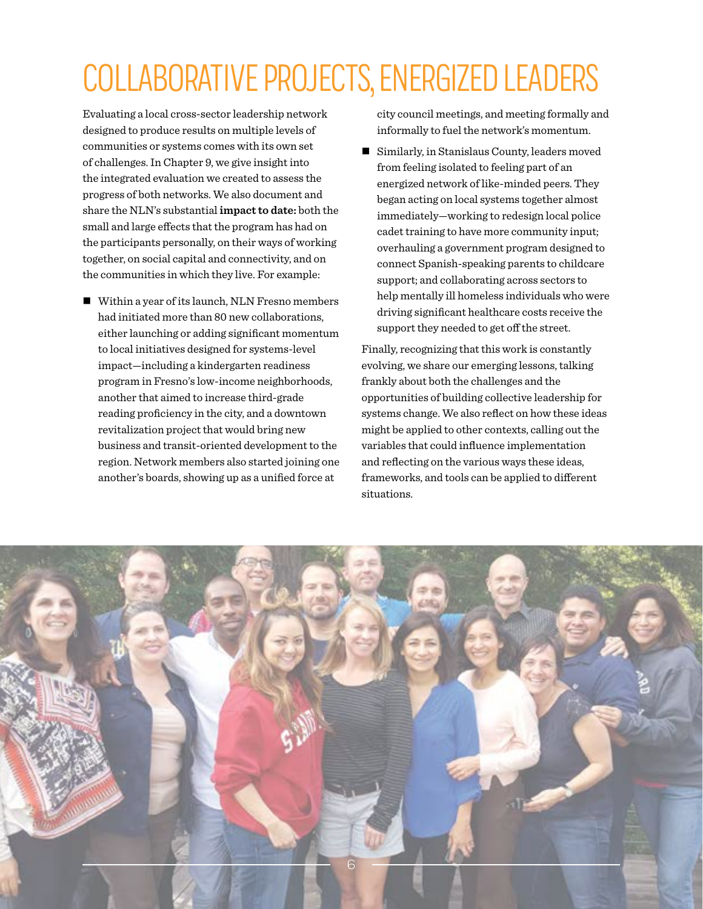# COLLABORATIVE PROJECTS, ENERGIZED LEADERS

Evaluating a local cross-sector leadership network designed to produce results on multiple levels of communities or systems comes with its own set of challenges. In Chapter 9, we give insight into the integrated evaluation we created to assess the progress of both networks. We also document and share the NLN's substantial **impact to date:** both the small and large effects that the program has had on the participants personally, on their ways of working together, on social capital and connectivity, and on the communities in which they live. For example:

- Within a year of its launch, NLN Fresno members had initiated more than 80 new collaborations, either launching or adding significant momentum to local initiatives designed for systems-level impact—including a kindergarten readiness program in Fresno's low-income neighborhoods, another that aimed to increase third-grade reading proficiency in the city, and a downtown revitalization project that would bring new business and transit-oriented development to the region. Network members also started joining one another's boards, showing up as a unified force at city council meetings, and meeting formally and informally to fuel the network's momentum.
- Similarly, in Stanislaus County, leaders moved from feeling isolated to feeling part of an energized network of like-minded peers. They began acting on local systems together almost immediately—working to redesign local police cadet training to have more community input; overhauling a government program designed to connect Spanish-speaking parents to childcare support; and collaborating across sectors to help mentally ill homeless individuals who were driving significant healthcare costs receive the support they needed to get off the street.

Finally, recognizing that this work is constantly evolving, we share our emerging lessons, talking frankly about both the challenges and the opportunities of building collective leadership for systems change. We also reflect on how these ideas might be applied to other contexts, calling out the variables that could influence implementation and reflecting on the various ways these ideas, frameworks, and tools can be applied to different situations.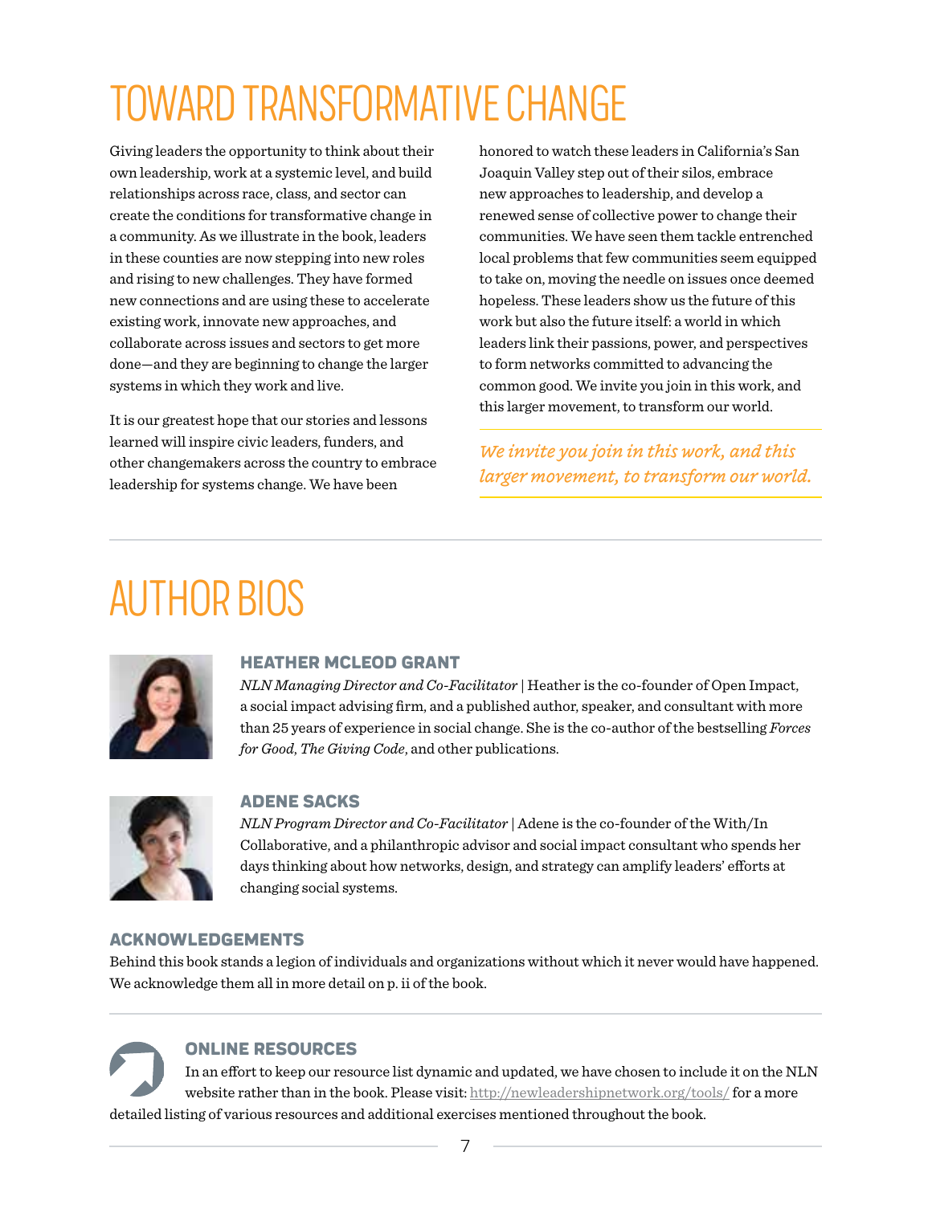# TOWARD TRANSFORMATIVE CHANGE

Giving leaders the opportunity to think about their own leadership, work at a systemic level, and build relationships across race, class, and sector can create the conditions for transformative change in a community. As we illustrate in the book, leaders in these counties are now stepping into new roles and rising to new challenges. They have formed new connections and are using these to accelerate existing work, innovate new approaches, and collaborate across issues and sectors to get more done—and they are beginning to change the larger systems in which they work and live.

It is our greatest hope that our stories and lessons learned will inspire civic leaders, funders, and other changemakers across the country to embrace leadership for systems change. We have been honored to watch these leaders in California's San Joaquin Valley step out of their silos, embrace new approaches to leadership, and develop a renewed sense of collective power to change their communities. We have seen them tackle entrenched local problems that few communities seem equipped to take on, moving the needle on issues once deemed hopeless. These leaders show us the future of this work but also the future itself: a world in which leaders link their passions, power, and perspectives to form networks committed to advancing the common good. We invite you join in this work, and this larger movement, to transform our world.

*We invite you join in this work, and this larger movement, to transform our world.*

# AUTHOR BIOS

## HEATHER MCLEOD GRANT

*NLN Managing Director and Co-Facilitator* | Heather is the co-founder of Open Impact, a social impact advising firm, and a published author, speaker, and consultant with more than 25 years of experience in social change. She is the co-author of the bestselling *Forces for Good, The Giving Code*, and other publications.

## ADENE SACKS

*NLN Program Director and Co-Facilitator* | Adene is the co-founder of the With/In Collaborative, and a philanthropic advisor and social impact consultant who spends her days thinking about how networks, design, and strategy can amplify leaders' efforts at changing social systems.

## ACKNOWLEDGEMENTS

Behind this book stands a legion of individuals and organizations without which it never would have happened. We acknowledge them all in more detail on p. ii of the book.

## ONLINE RESOURCES

In an effort to keep our resource list dynamic and updated, we have chosen to include it on the NLN website rather than in the book. Please visit: http://newleadershipnetwork.org/tools/ for a more detailed listing of various resources and additional exercises mentioned throughout the book.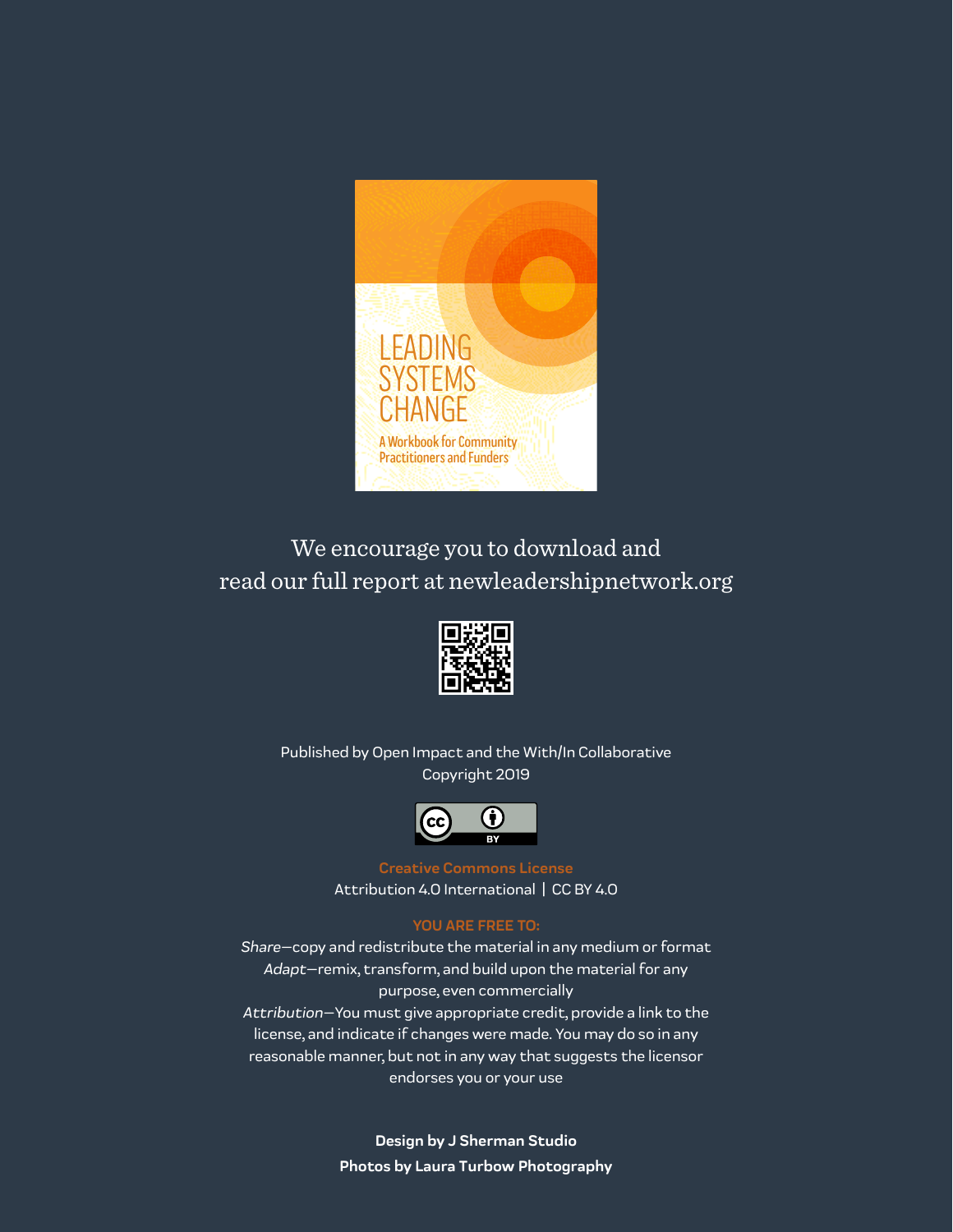LEADING SYSTEMS CHANGE

A Workbook for Community Practitioners and Funders

We encourage you to download and read our full report at newleadershipnetwork.org

Published by Open Impact and the With/In Collaborative
Copyright 2019

**Creative Commons License**
Attribution 4.0 International | CC BY 4.0

**YOU ARE FREE TO:**

*Share*—copy and redistribute the material in any medium or format
*Adapt*—remix, transform, and build upon the material for any purpose, even commercially
*Attribution*—You must give appropriate credit, provide a link to the license, and indicate if changes were made. You may do so in any reasonable manner, but not in any way that suggests the licensor endorses you or your use

**Design by J Sherman Studio**
**Photos by Laura Turbow Photography**